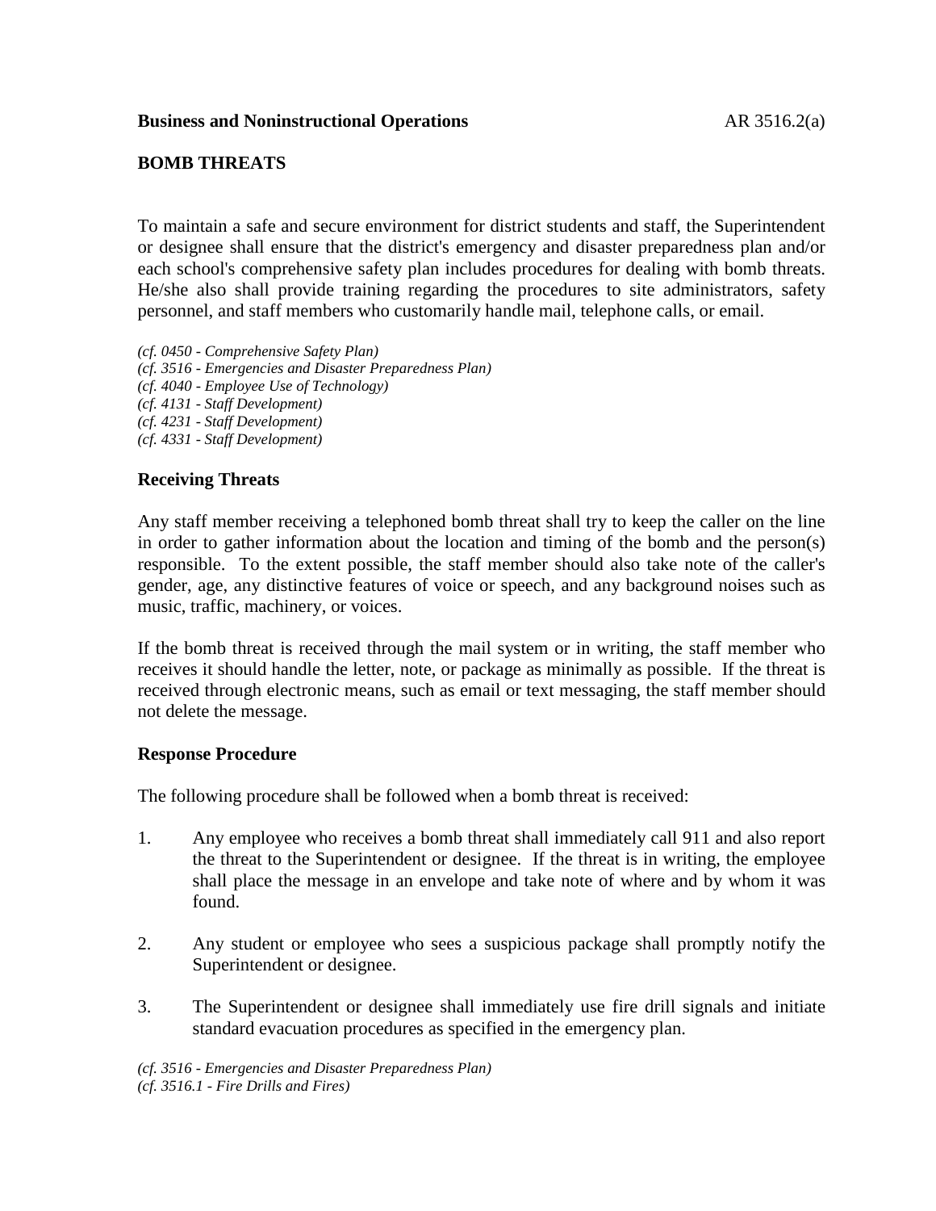**Business and Noninstructional Operations** AR 3516.2(a)

# BOMB THREATS

To maintain a safe and secure environment for district students and staff, the Superintendent or designee shall ensure that the district's emergency and disaster preparedness plan and/or each school's comprehensive safety plan includes procedures for dealing with bomb threats. He/she also shall provide training regarding the procedures to site administrators, safety personnel, and staff members who customarily handle mail, telephone calls, or email.

*(cf. 0450 - Comprehensive Safety Plan)*
*(cf. 3516 - Emergencies and Disaster Preparedness Plan)*
*(cf. 4040 - Employee Use of Technology)*
*(cf. 4131 - Staff Development)*
*(cf. 4231 - Staff Development)*
*(cf. 4331 - Staff Development)*

## Receiving Threats

Any staff member receiving a telephoned bomb threat shall try to keep the caller on the line in order to gather information about the location and timing of the bomb and the person(s) responsible. To the extent possible, the staff member should also take note of the caller's gender, age, any distinctive features of voice or speech, and any background noises such as music, traffic, machinery, or voices.

If the bomb threat is received through the mail system or in writing, the staff member who receives it should handle the letter, note, or package as minimally as possible. If the threat is received through electronic means, such as email or text messaging, the staff member should not delete the message.

## Response Procedure

The following procedure shall be followed when a bomb threat is received:

1. Any employee who receives a bomb threat shall immediately call 911 and also report the threat to the Superintendent or designee. If the threat is in writing, the employee shall place the message in an envelope and take note of where and by whom it was found.

2. Any student or employee who sees a suspicious package shall promptly notify the Superintendent or designee.

3. The Superintendent or designee shall immediately use fire drill signals and initiate standard evacuation procedures as specified in the emergency plan.

*(cf. 3516 - Emergencies and Disaster Preparedness Plan)*
*(cf. 3516.1 - Fire Drills and Fires)*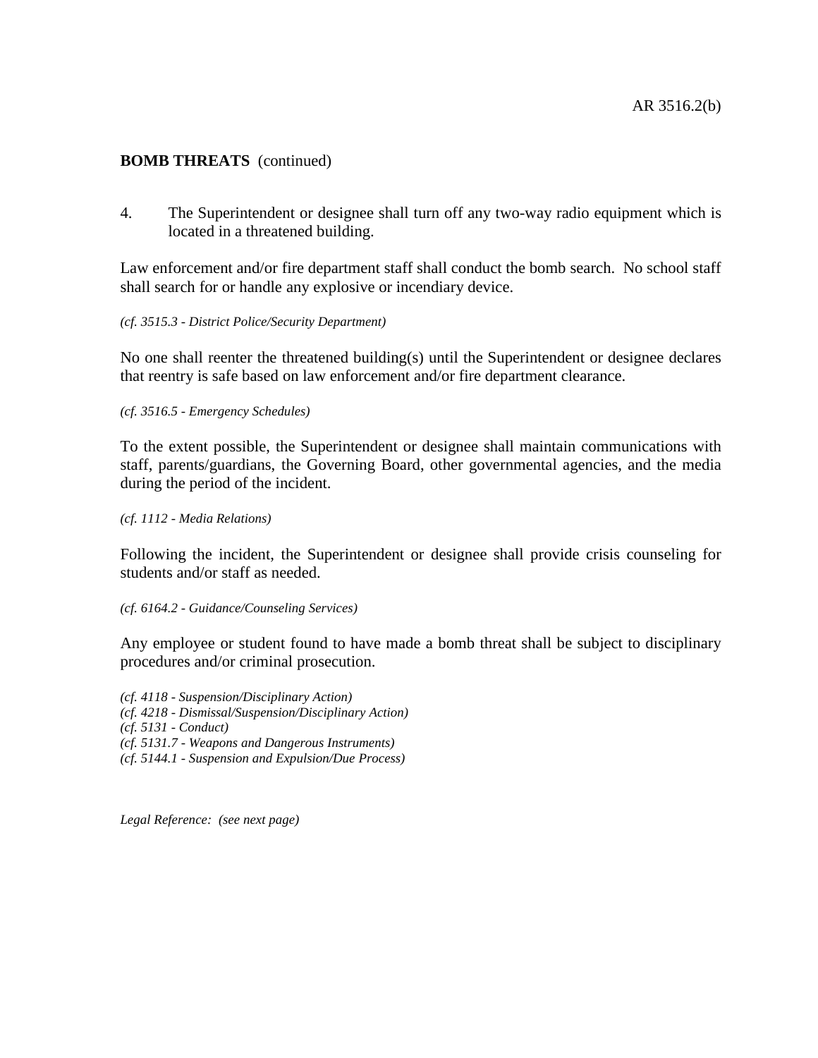**BOMB THREATS** (continued)

4. The Superintendent or designee shall turn off any two-way radio equipment which is located in a threatened building.

Law enforcement and/or fire department staff shall conduct the bomb search. No school staff shall search for or handle any explosive or incendiary device.

*(cf. 3515.3 - District Police/Security Department)*

No one shall reenter the threatened building(s) until the Superintendent or designee declares that reentry is safe based on law enforcement and/or fire department clearance.

*(cf. 3516.5 - Emergency Schedules)*

To the extent possible, the Superintendent or designee shall maintain communications with staff, parents/guardians, the Governing Board, other governmental agencies, and the media during the period of the incident.

*(cf. 1112 - Media Relations)*

Following the incident, the Superintendent or designee shall provide crisis counseling for students and/or staff as needed.

*(cf. 6164.2 - Guidance/Counseling Services)*

Any employee or student found to have made a bomb threat shall be subject to disciplinary procedures and/or criminal prosecution.

*(cf. 4118 - Suspension/Disciplinary Action)*
*(cf. 4218 - Dismissal/Suspension/Disciplinary Action)*
*(cf. 5131 - Conduct)*
*(cf. 5131.7 - Weapons and Dangerous Instruments)*
*(cf. 5144.1 - Suspension and Expulsion/Due Process)*

*Legal Reference: (see next page)*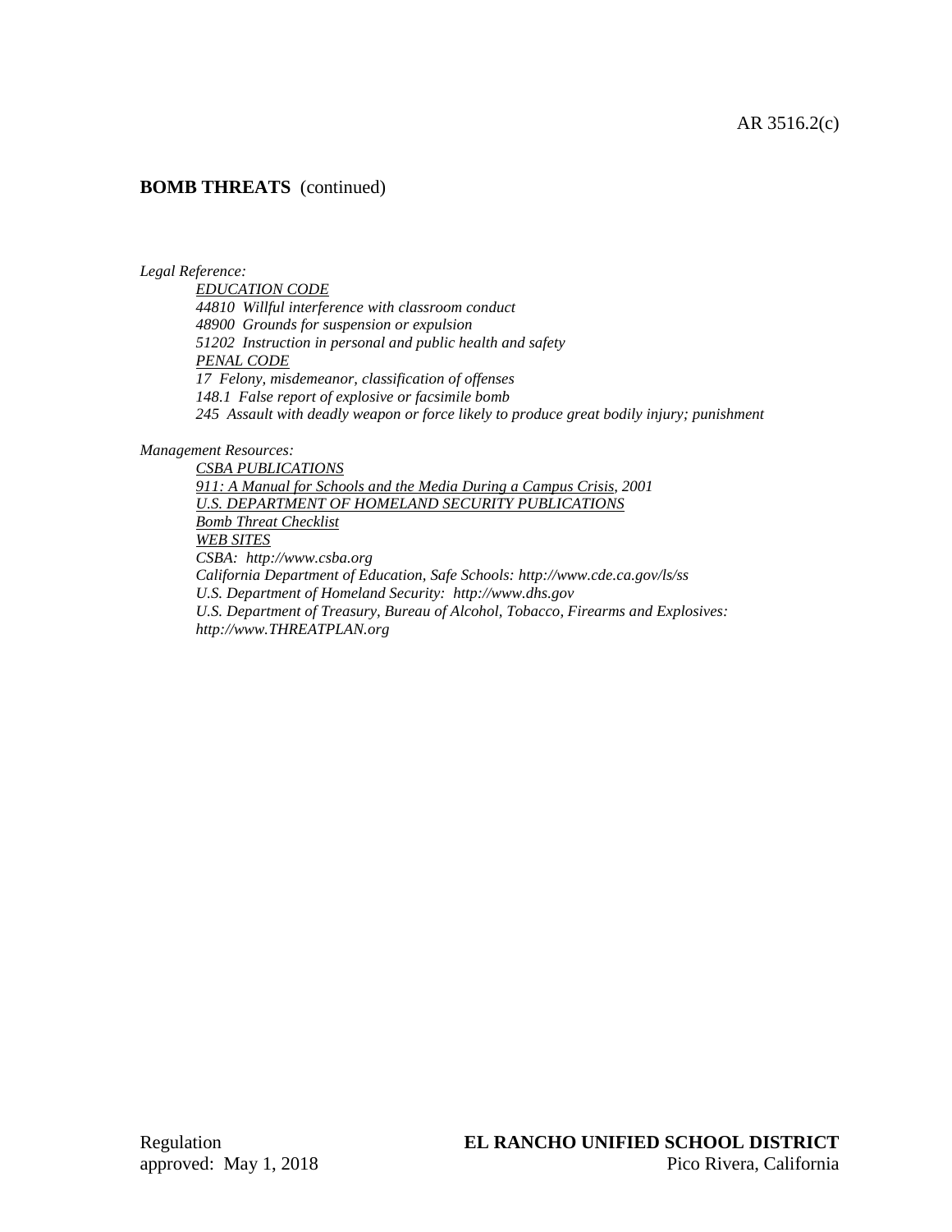**BOMB THREATS** (continued)

*Legal Reference:*

*EDUCATION CODE*

*44810 Willful interference with classroom conduct*

*48900 Grounds for suspension or expulsion*

*51202 Instruction in personal and public health and safety*

*PENAL CODE*

*17 Felony, misdemeanor, classification of offenses*

*148.1 False report of explosive or facsimile bomb*

*245 Assault with deadly weapon or force likely to produce great bodily injury; punishment*

*Management Resources:*

*CSBA PUBLICATIONS*

*911: A Manual for Schools and the Media During a Campus Crisis, 2001*

*U.S. DEPARTMENT OF HOMELAND SECURITY PUBLICATIONS*

*Bomb Threat Checklist*

*WEB SITES*

*CSBA: http://www.csba.org*

*California Department of Education, Safe Schools: http://www.cde.ca.gov/ls/ss*

*U.S. Department of Homeland Security: http://www.dhs.gov*

*U.S. Department of Treasury, Bureau of Alcohol, Tobacco, Firearms and Explosives: http://www.THREATPLAN.org*

Regulation approved: May 1, 2018

**EL RANCHO UNIFIED SCHOOL DISTRICT**
Pico Rivera, California